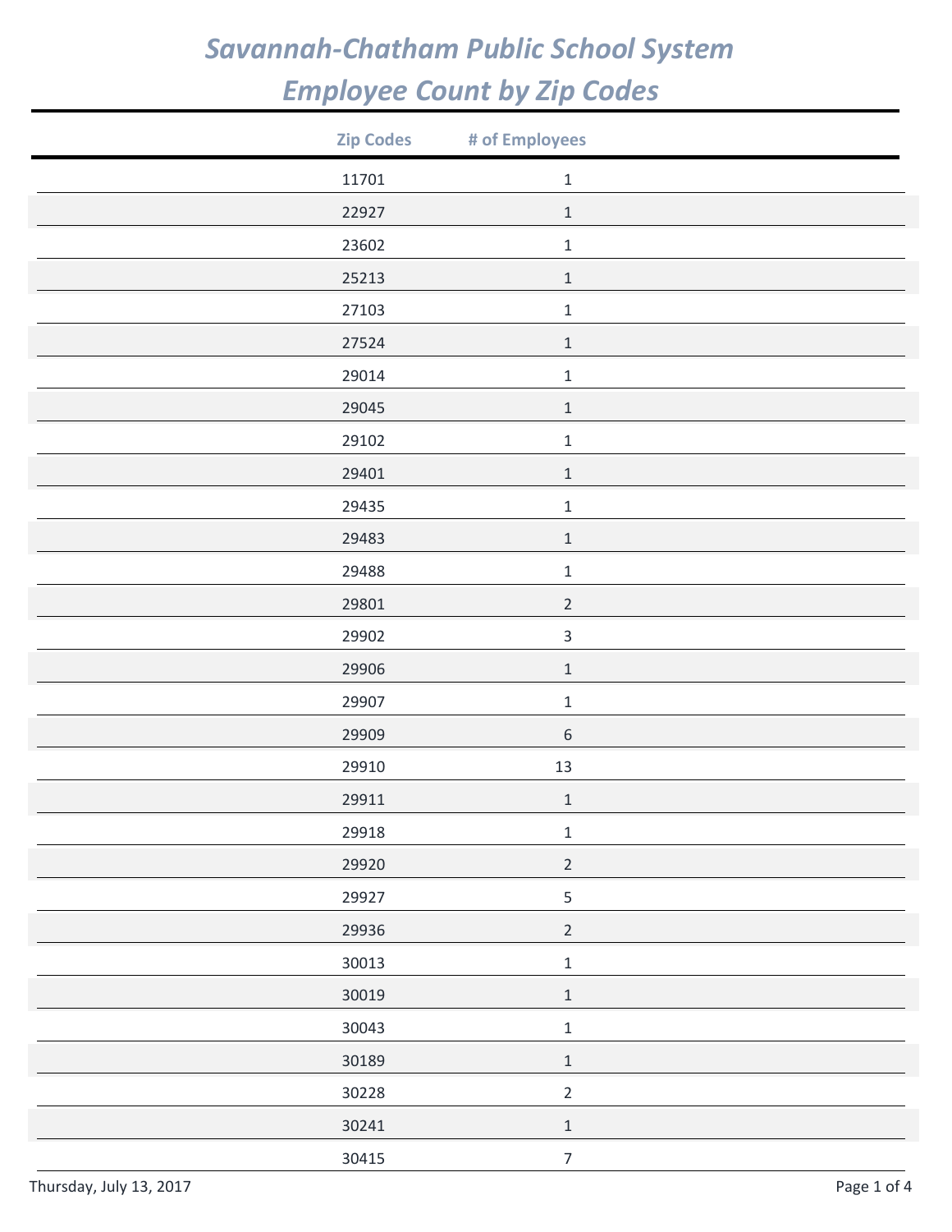# Savannah-Chatham Public School System
# Employee Count by Zip Codes

| Zip Codes | # of Employees |
|---|---|
| 11701 | 1 |
| 22927 | 1 |
| 23602 | 1 |
| 25213 | 1 |
| 27103 | 1 |
| 27524 | 1 |
| 29014 | 1 |
| 29045 | 1 |
| 29102 | 1 |
| 29401 | 1 |
| 29435 | 1 |
| 29483 | 1 |
| 29488 | 1 |
| 29801 | 2 |
| 29902 | 3 |
| 29906 | 1 |
| 29907 | 1 |
| 29909 | 6 |
| 29910 | 13 |
| 29911 | 1 |
| 29918 | 1 |
| 29920 | 2 |
| 29927 | 5 |
| 29936 | 2 |
| 30013 | 1 |
| 30019 | 1 |
| 30043 | 1 |
| 30189 | 1 |
| 30228 | 2 |
| 30241 | 1 |
| 30415 | 7 |

Thursday, July 13, 2017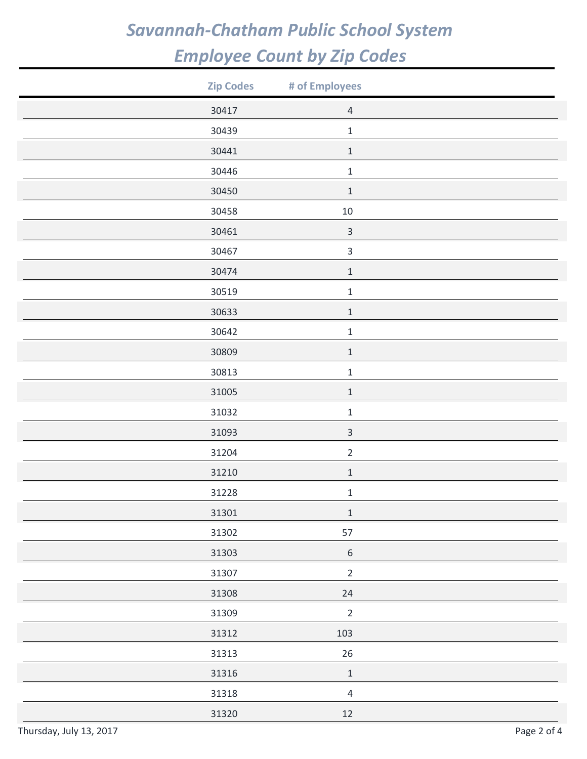# Savannah-Chatham Public School System
# Employee Count by Zip Codes

| Zip Codes | # of Employees |
|---|---|
| 30417 | 4 |
| 30439 | 1 |
| 30441 | 1 |
| 30446 | 1 |
| 30450 | 1 |
| 30458 | 10 |
| 30461 | 3 |
| 30467 | 3 |
| 30474 | 1 |
| 30519 | 1 |
| 30633 | 1 |
| 30642 | 1 |
| 30809 | 1 |
| 30813 | 1 |
| 31005 | 1 |
| 31032 | 1 |
| 31093 | 3 |
| 31204 | 2 |
| 31210 | 1 |
| 31228 | 1 |
| 31301 | 1 |
| 31302 | 57 |
| 31303 | 6 |
| 31307 | 2 |
| 31308 | 24 |
| 31309 | 2 |
| 31312 | 103 |
| 31313 | 26 |
| 31316 | 1 |
| 31318 | 4 |
| 31320 | 12 |

Thursday, July 13, 2017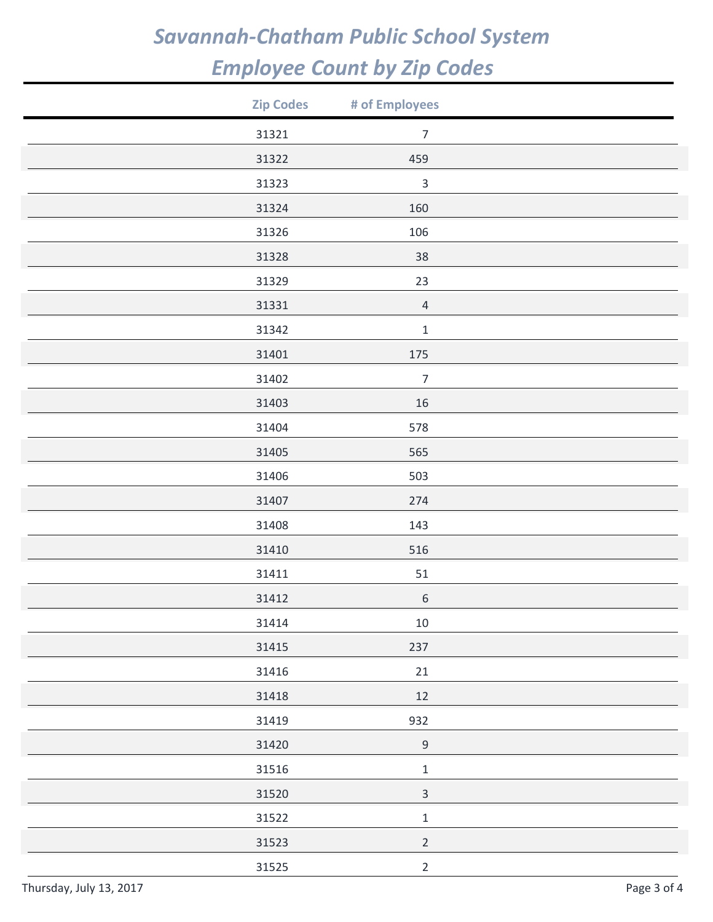# Savannah-Chatham Public School System
# Employee Count by Zip Codes

| Zip Codes | # of Employees |
|---|---|
| 31321 | 7 |
| 31322 | 459 |
| 31323 | 3 |
| 31324 | 160 |
| 31326 | 106 |
| 31328 | 38 |
| 31329 | 23 |
| 31331 | 4 |
| 31342 | 1 |
| 31401 | 175 |
| 31402 | 7 |
| 31403 | 16 |
| 31404 | 578 |
| 31405 | 565 |
| 31406 | 503 |
| 31407 | 274 |
| 31408 | 143 |
| 31410 | 516 |
| 31411 | 51 |
| 31412 | 6 |
| 31414 | 10 |
| 31415 | 237 |
| 31416 | 21 |
| 31418 | 12 |
| 31419 | 932 |
| 31420 | 9 |
| 31516 | 1 |
| 31520 | 3 |
| 31522 | 1 |
| 31523 | 2 |
| 31525 | 2 |

Thursday, July 13, 2017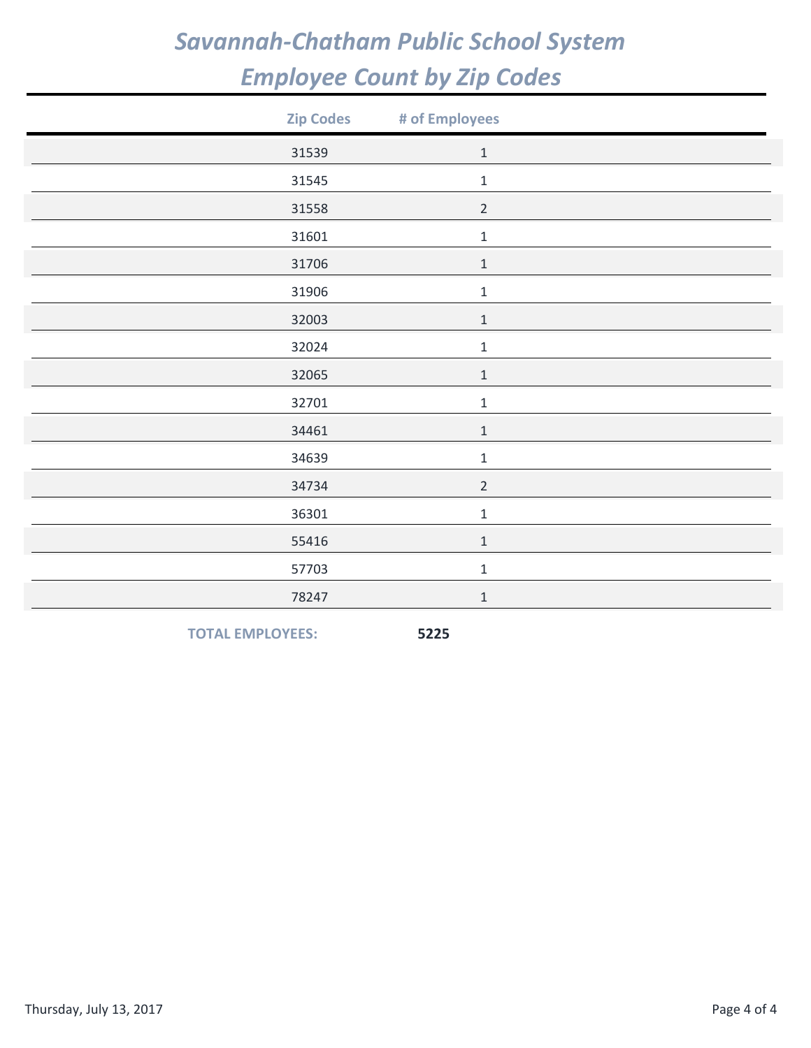# Savannah-Chatham Public School System
# Employee Count by Zip Codes

| Zip Codes | # of Employees |
|---|---|
| 31539 | 1 |
| 31545 | 1 |
| 31558 | 2 |
| 31601 | 1 |
| 31706 | 1 |
| 31906 | 1 |
| 32003 | 1 |
| 32024 | 1 |
| 32065 | 1 |
| 32701 | 1 |
| 34461 | 1 |
| 34639 | 1 |
| 34734 | 2 |
| 36301 | 1 |
| 55416 | 1 |
| 57703 | 1 |
| 78247 | 1 |

**TOTAL EMPLOYEES:** **5225**

Thursday, July 13, 2017